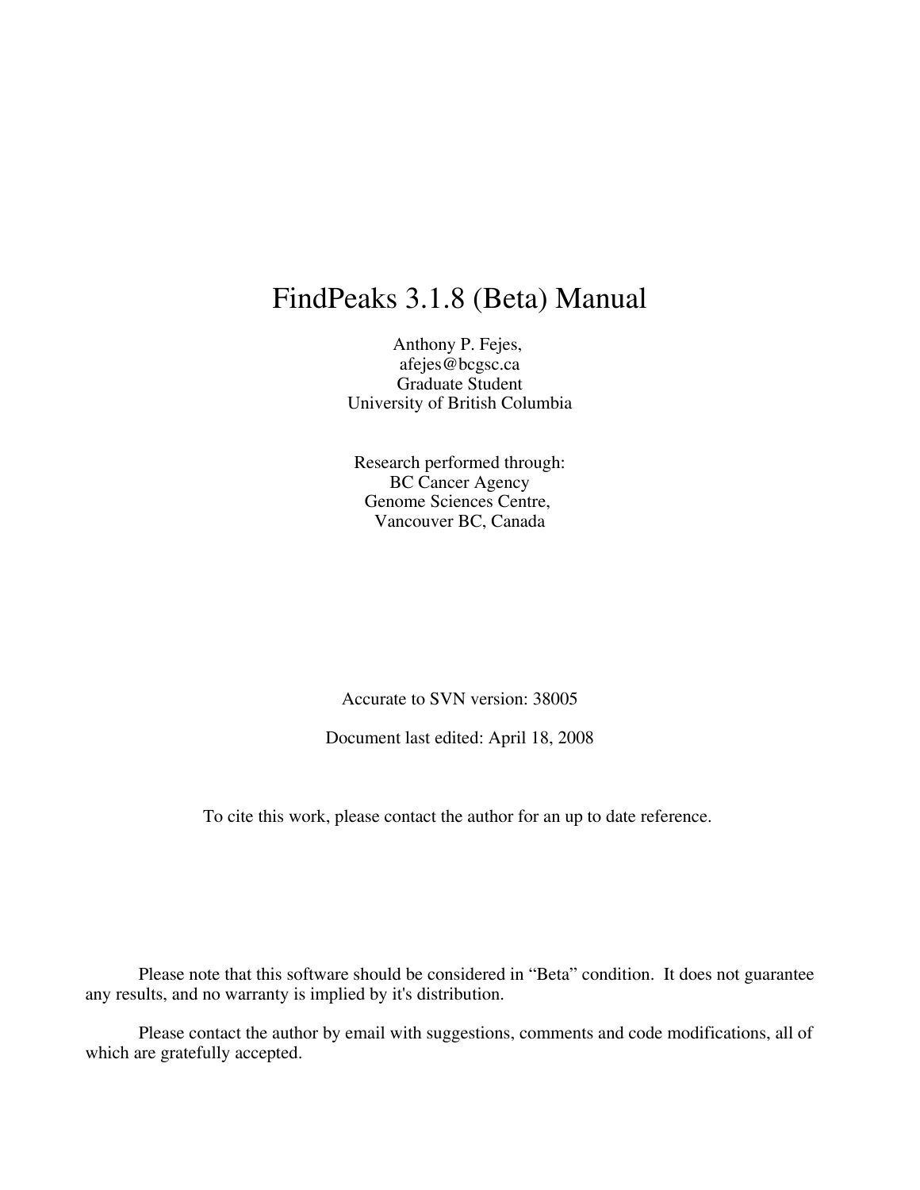# FindPeaks 3.1.8 (Beta) Manual

Anthony P. Fejes,
afejes@bcgsc.ca
Graduate Student
University of British Columbia

Research performed through:
BC Cancer Agency
Genome Sciences Centre,
Vancouver BC, Canada

Accurate to SVN version: 38005

Document last edited: April 18, 2008

To cite this work, please contact the author for an up to date reference.

Please note that this software should be considered in "Beta" condition. It does not guarantee any results, and no warranty is implied by it's distribution.

Please contact the author by email with suggestions, comments and code modifications, all of which are gratefully accepted.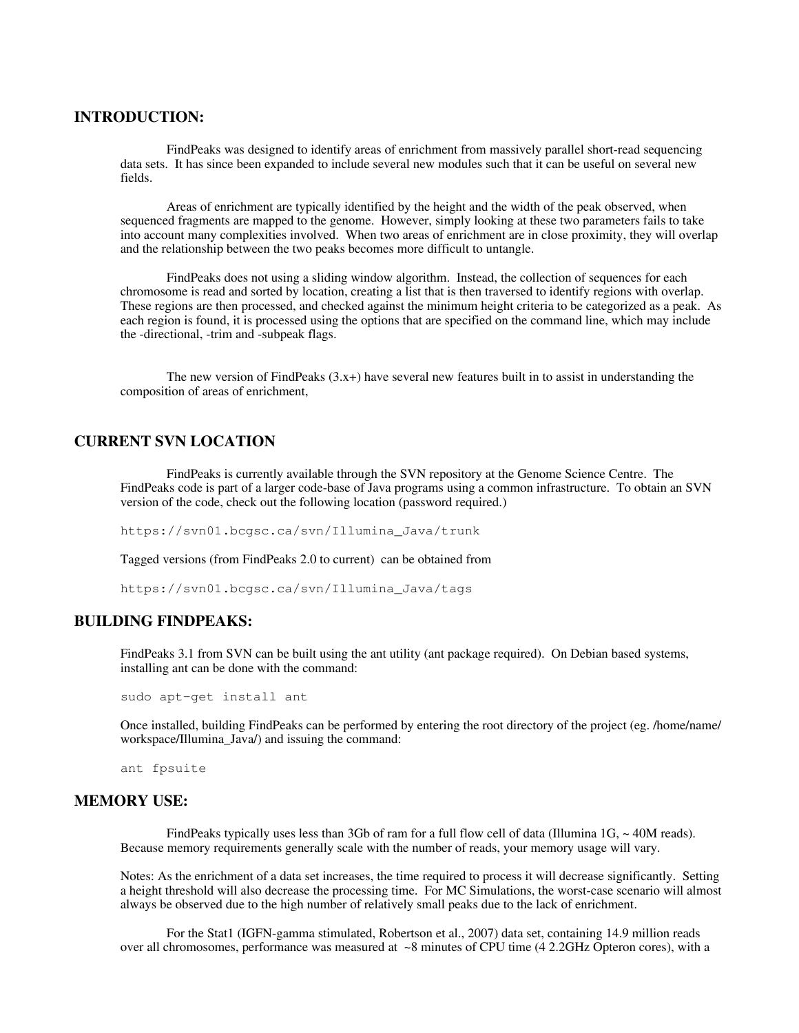## INTRODUCTION:

FindPeaks was designed to identify areas of enrichment from massively parallel short-read sequencing data sets. It has since been expanded to include several new modules such that it can be useful on several new fields.

Areas of enrichment are typically identified by the height and the width of the peak observed, when sequenced fragments are mapped to the genome. However, simply looking at these two parameters fails to take into account many complexities involved. When two areas of enrichment are in close proximity, they will overlap and the relationship between the two peaks becomes more difficult to untangle.

FindPeaks does not using a sliding window algorithm. Instead, the collection of sequences for each chromosome is read and sorted by location, creating a list that is then traversed to identify regions with overlap. These regions are then processed, and checked against the minimum height criteria to be categorized as a peak. As each region is found, it is processed using the options that are specified on the command line, which may include the -directional, -trim and -subpeak flags.

The new version of FindPeaks (3.x+) have several new features built in to assist in understanding the composition of areas of enrichment,

## CURRENT SVN LOCATION

FindPeaks is currently available through the SVN repository at the Genome Science Centre. The FindPeaks code is part of a larger code-base of Java programs using a common infrastructure. To obtain an SVN version of the code, check out the following location (password required.)

```
https://svn01.bcgsc.ca/svn/Illumina_Java/trunk
```

Tagged versions (from FindPeaks 2.0 to current) can be obtained from

```
https://svn01.bcgsc.ca/svn/Illumina_Java/tags
```

## BUILDING FINDPEAKS:

FindPeaks 3.1 from SVN can be built using the ant utility (ant package required). On Debian based systems, installing ant can be done with the command:

```
sudo apt-get install ant
```

Once installed, building FindPeaks can be performed by entering the root directory of the project (eg. /home/name/workspace/Illumina_Java/) and issuing the command:

```
ant fpsuite
```

## MEMORY USE:

FindPeaks typically uses less than 3Gb of ram for a full flow cell of data (Illumina 1G, ~ 40M reads). Because memory requirements generally scale with the number of reads, your memory usage will vary.

Notes: As the enrichment of a data set increases, the time required to process it will decrease significantly. Setting a height threshold will also decrease the processing time. For MC Simulations, the worst-case scenario will almost always be observed due to the high number of relatively small peaks due to the lack of enrichment.

For the Stat1 (IGFN-gamma stimulated, Robertson et al., 2007) data set, containing 14.9 million reads over all chromosomes, performance was measured at ~8 minutes of CPU time (4 2.2GHz Opteron cores), with a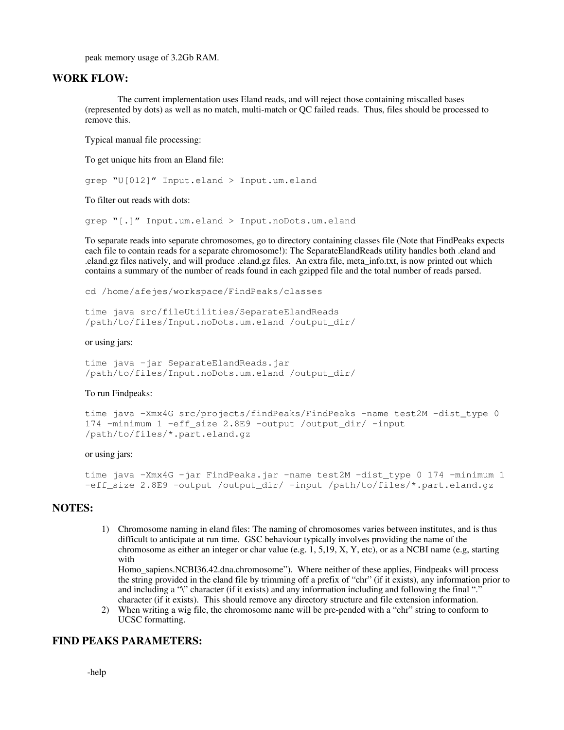peak memory usage of 3.2Gb RAM.

## WORK FLOW:

The current implementation uses Eland reads, and will reject those containing miscalled bases (represented by dots) as well as no match, multi-match or QC failed reads. Thus, files should be processed to remove this.

Typical manual file processing:

To get unique hits from an Eland file:

```
grep "U[012]" Input.eland > Input.um.eland
```

To filter out reads with dots:

```
grep "[.]" Input.um.eland > Input.noDots.um.eland
```

To separate reads into separate chromosomes, go to directory containing classes file (Note that FindPeaks expects each file to contain reads for a separate chromosome!): The SeparateElandReads utility handles both .eland and .eland.gz files natively, and will produce .eland.gz files. An extra file, meta_info.txt, is now printed out which contains a summary of the number of reads found in each gzipped file and the total number of reads parsed.

```
cd /home/afejes/workspace/FindPeaks/classes

time java src/fileUtilities/SeparateElandReads
/path/to/files/Input.noDots.um.eland /output_dir/
```

or using jars:

```
time java –jar SeparateElandReads.jar
/path/to/files/Input.noDots.um.eland /output_dir/
```

To run Findpeaks:

```
time java –Xmx4G src/projects/findPeaks/FindPeaks –name test2M –dist_type 0
174 –minimum 1 –eff_size 2.8E9 –output /output_dir/ –input
/path/to/files/*.part.eland.gz
```

or using jars:

```
time java –Xmx4G –jar FindPeaks.jar –name test2M –dist_type 0 174 –minimum 1
–eff_size 2.8E9 –output /output_dir/ –input /path/to/files/*.part.eland.gz
```

## NOTES:

1) Chromosome naming in eland files: The naming of chromosomes varies between institutes, and is thus difficult to anticipate at run time. GSC behaviour typically involves providing the name of the chromosome as either an integer or char value (e.g. 1, 5,19, X, Y, etc), or as a NCBI name (e.g, starting with Homo_sapiens.NCBI36.42.dna.chromosome"). Where neither of these applies, Findpeaks will process the string provided in the eland file by trimming off a prefix of "chr" (if it exists), any information prior to and including a "\" character (if it exists) and any information including and following the final "." character (if it exists). This should remove any directory structure and file extension information.
2) When writing a wig file, the chromosome name will be pre-pended with a "chr" string to conform to UCSC formatting.

## FIND PEAKS PARAMETERS:

-help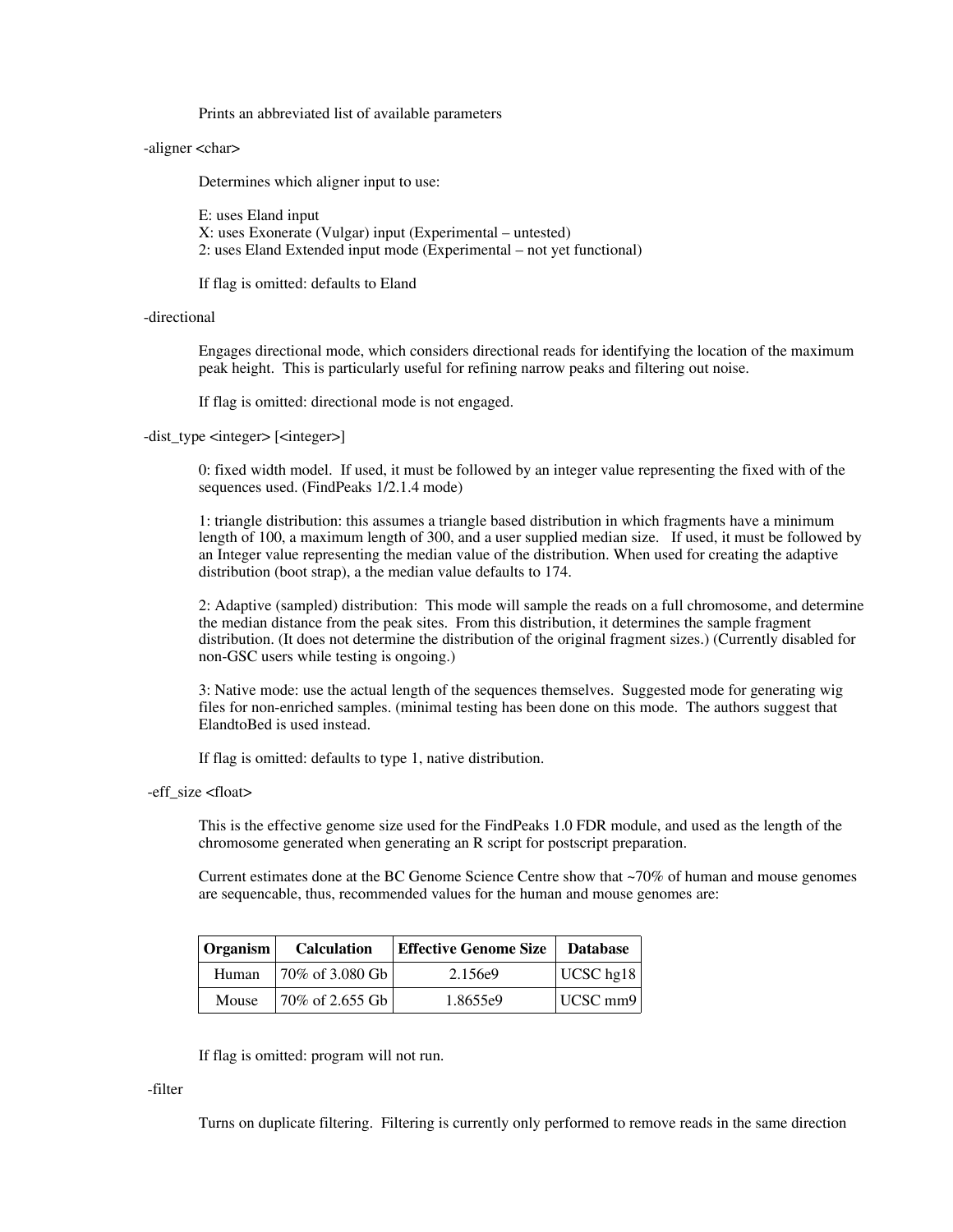Prints an abbreviated list of available parameters

-aligner <char>

Determines which aligner input to use:

E: uses Eland input
X: uses Exonerate (Vulgar) input (Experimental – untested)
2: uses Eland Extended input mode (Experimental – not yet functional)

If flag is omitted: defaults to Eland

-directional

Engages directional mode, which considers directional reads for identifying the location of the maximum peak height. This is particularly useful for refining narrow peaks and filtering out noise.

If flag is omitted: directional mode is not engaged.

-dist_type <integer> [<integer>]

0: fixed width model. If used, it must be followed by an integer value representing the fixed with of the sequences used. (FindPeaks 1/2.1.4 mode)

1: triangle distribution: this assumes a triangle based distribution in which fragments have a minimum length of 100, a maximum length of 300, and a user supplied median size. If used, it must be followed by an Integer value representing the median value of the distribution. When used for creating the adaptive distribution (boot strap), a the median value defaults to 174.

2: Adaptive (sampled) distribution: This mode will sample the reads on a full chromosome, and determine the median distance from the peak sites. From this distribution, it determines the sample fragment distribution. (It does not determine the distribution of the original fragment sizes.) (Currently disabled for non-GSC users while testing is ongoing.)

3: Native mode: use the actual length of the sequences themselves. Suggested mode for generating wig files for non-enriched samples. (minimal testing has been done on this mode. The authors suggest that ElandtoBed is used instead.

If flag is omitted: defaults to type 1, native distribution.

-eff_size <float>

This is the effective genome size used for the FindPeaks 1.0 FDR module, and used as the length of the chromosome generated when generating an R script for postscript preparation.

Current estimates done at the BC Genome Science Centre show that ~70% of human and mouse genomes are sequencable, thus, recommended values for the human and mouse genomes are:

| Organism | Calculation | Effective Genome Size | Database |
|---|---|---|---|
| Human | 70% of 3.080 Gb | 2.156e9 | UCSC hg18 |
| Mouse | 70% of 2.655 Gb | 1.8655e9 | UCSC mm9 |

If flag is omitted: program will not run.

-filter

Turns on duplicate filtering. Filtering is currently only performed to remove reads in the same direction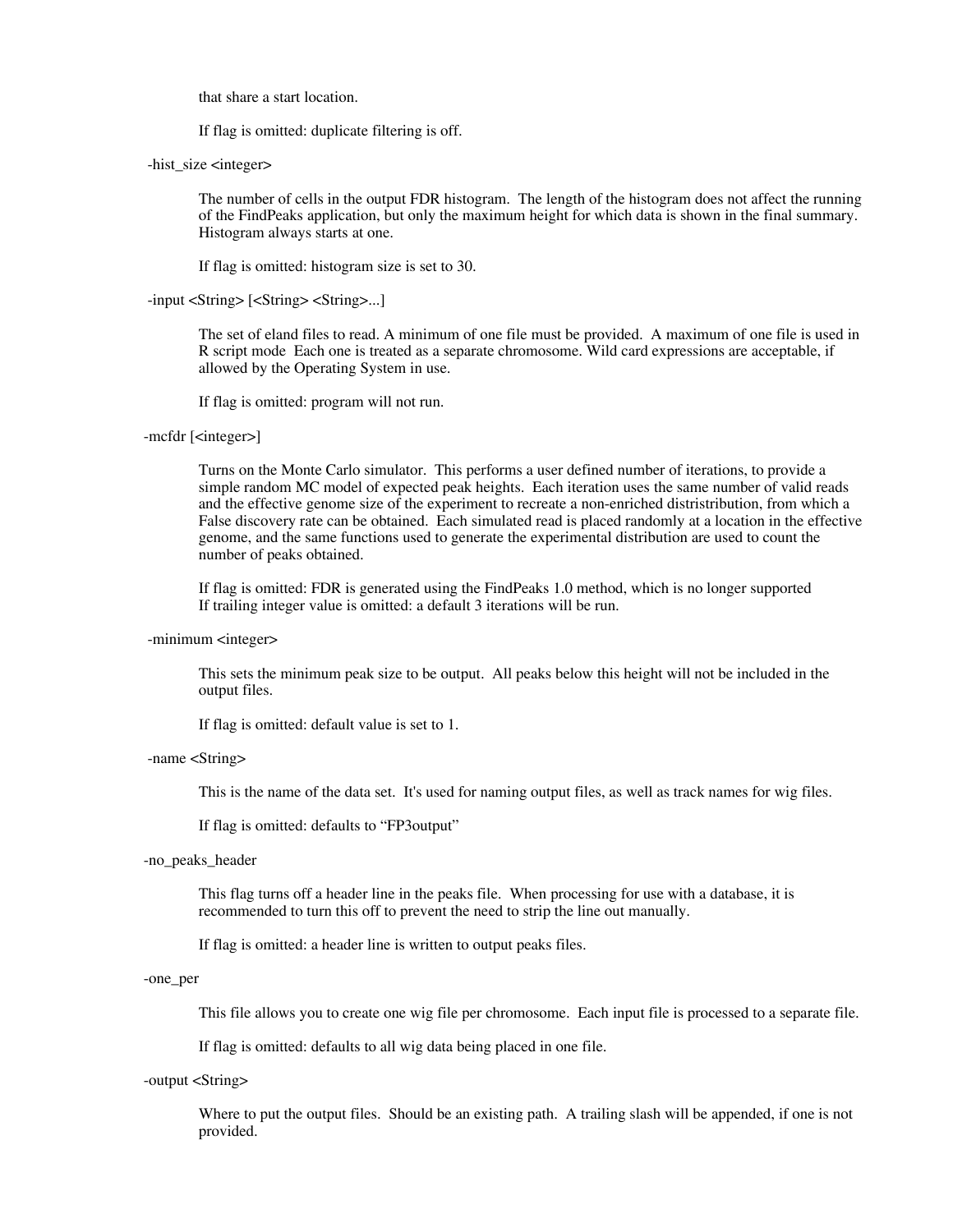that share a start location.

If flag is omitted: duplicate filtering is off.

-hist_size <integer>

The number of cells in the output FDR histogram. The length of the histogram does not affect the running of the FindPeaks application, but only the maximum height for which data is shown in the final summary. Histogram always starts at one.

If flag is omitted: histogram size is set to 30.

-input <String> [<String> <String>...]

The set of eland files to read. A minimum of one file must be provided. A maximum of one file is used in R script mode Each one is treated as a separate chromosome. Wild card expressions are acceptable, if allowed by the Operating System in use.

If flag is omitted: program will not run.

-mcfdr [<integer>]

Turns on the Monte Carlo simulator. This performs a user defined number of iterations, to provide a simple random MC model of expected peak heights. Each iteration uses the same number of valid reads and the effective genome size of the experiment to recreate a non-enriched distristribution, from which a False discovery rate can be obtained. Each simulated read is placed randomly at a location in the effective genome, and the same functions used to generate the experimental distribution are used to count the number of peaks obtained.

If flag is omitted: FDR is generated using the FindPeaks 1.0 method, which is no longer supported
If trailing integer value is omitted: a default 3 iterations will be run.

-minimum <integer>

This sets the minimum peak size to be output. All peaks below this height will not be included in the output files.

If flag is omitted: default value is set to 1.

-name <String>

This is the name of the data set. It's used for naming output files, as well as track names for wig files.

If flag is omitted: defaults to "FP3output"

-no_peaks_header

This flag turns off a header line in the peaks file. When processing for use with a database, it is recommended to turn this off to prevent the need to strip the line out manually.

If flag is omitted: a header line is written to output peaks files.

-one_per

This file allows you to create one wig file per chromosome. Each input file is processed to a separate file.

If flag is omitted: defaults to all wig data being placed in one file.

-output <String>

Where to put the output files. Should be an existing path. A trailing slash will be appended, if one is not provided.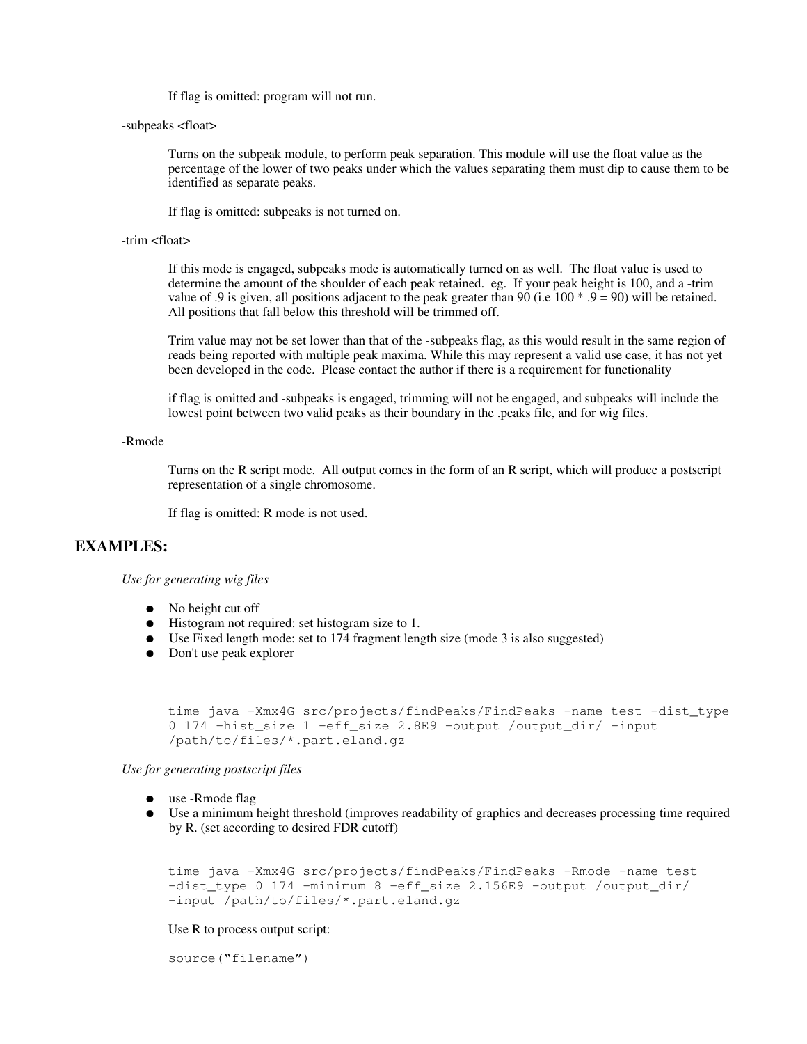If flag is omitted: program will not run.

-subpeaks <float>

Turns on the subpeak module, to perform peak separation. This module will use the float value as the percentage of the lower of two peaks under which the values separating them must dip to cause them to be identified as separate peaks.

If flag is omitted: subpeaks is not turned on.

-trim <float>

If this mode is engaged, subpeaks mode is automatically turned on as well. The float value is used to determine the amount of the shoulder of each peak retained. eg. If your peak height is 100, and a -trim value of .9 is given, all positions adjacent to the peak greater than 90 (i.e 100 * .9 = 90) will be retained. All positions that fall below this threshold will be trimmed off.

Trim value may not be set lower than that of the -subpeaks flag, as this would result in the same region of reads being reported with multiple peak maxima. While this may represent a valid use case, it has not yet been developed in the code. Please contact the author if there is a requirement for functionality

if flag is omitted and -subpeaks is engaged, trimming will not be engaged, and subpeaks will include the lowest point between two valid peaks as their boundary in the .peaks file, and for wig files.

-Rmode

Turns on the R script mode. All output comes in the form of an R script, which will produce a postscript representation of a single chromosome.

If flag is omitted: R mode is not used.

## EXAMPLES:

*Use for generating wig files*

- No height cut off
- Histogram not required: set histogram size to 1.
- Use Fixed length mode: set to 174 fragment length size (mode 3 is also suggested)
- Don't use peak explorer

```
time java -Xmx4G src/projects/findPeaks/FindPeaks -name test -dist_type
0 174 -hist_size 1 -eff_size 2.8E9 -output /output_dir/ -input
/path/to/files/*.part.eland.gz
```

*Use for generating postscript files*

- use -Rmode flag
- Use a minimum height threshold (improves readability of graphics and decreases processing time required by R. (set according to desired FDR cutoff)

```
time java -Xmx4G src/projects/findPeaks/FindPeaks -Rmode -name test
-dist_type 0 174 -minimum 8 -eff_size 2.156E9 -output /output_dir/
-input /path/to/files/*.part.eland.gz
```

Use R to process output script:

```
source("filename")
```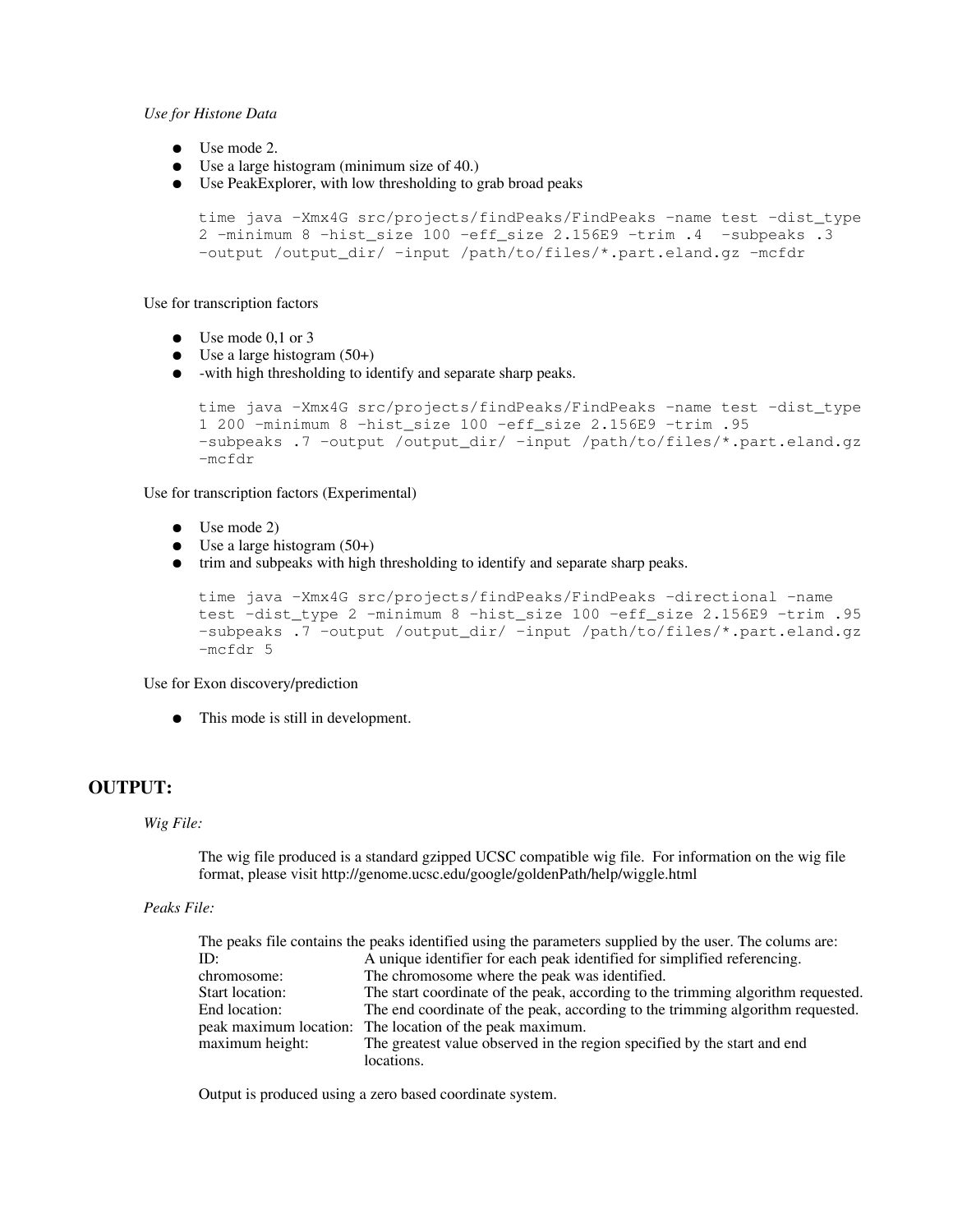*Use for Histone Data*

- Use mode 2.
- Use a large histogram (minimum size of 40.)
- Use PeakExplorer, with low thresholding to grab broad peaks

```
time java -Xmx4G src/projects/findPeaks/FindPeaks -name test -dist_type
2 -minimum 8 -hist_size 100 -eff_size 2.156E9 -trim .4  -subpeaks .3
-output /output_dir/ -input /path/to/files/*.part.eland.gz -mcfdr
```

Use for transcription factors

- Use mode 0,1 or 3
- Use a large histogram (50+)
- -with high thresholding to identify and separate sharp peaks.

```
time java -Xmx4G src/projects/findPeaks/FindPeaks -name test -dist_type
1 200 -minimum 8 -hist_size 100 -eff_size 2.156E9 -trim .95
-subpeaks .7 -output /output_dir/ -input /path/to/files/*.part.eland.gz
-mcfdr
```

Use for transcription factors (Experimental)

- Use mode 2)
- Use a large histogram (50+)
- trim and subpeaks with high thresholding to identify and separate sharp peaks.

```
time java -Xmx4G src/projects/findPeaks/FindPeaks -directional -name
test -dist_type 2 -minimum 8 -hist_size 100 -eff_size 2.156E9 -trim .95
-subpeaks .7 -output /output_dir/ -input /path/to/files/*.part.eland.gz
-mcfdr 5
```

Use for Exon discovery/prediction

- This mode is still in development.

## OUTPUT:

*Wig File:*

The wig file produced is a standard gzipped UCSC compatible wig file. For information on the wig file format, please visit http://genome.ucsc.edu/google/goldenPath/help/wiggle.html

*Peaks File:*

The peaks file contains the peaks identified using the parameters supplied by the user. The colums are:

| | |
|---|---|
| ID: | A unique identifier for each peak identified for simplified referencing. |
| chromosome: | The chromosome where the peak was identified. |
| Start location: | The start coordinate of the peak, according to the trimming algorithm requested. |
| End location: | The end coordinate of the peak, according to the trimming algorithm requested. |
| peak maximum location: | The location of the peak maximum. |
| maximum height: | The greatest value observed in the region specified by the start and end locations. |

Output is produced using a zero based coordinate system.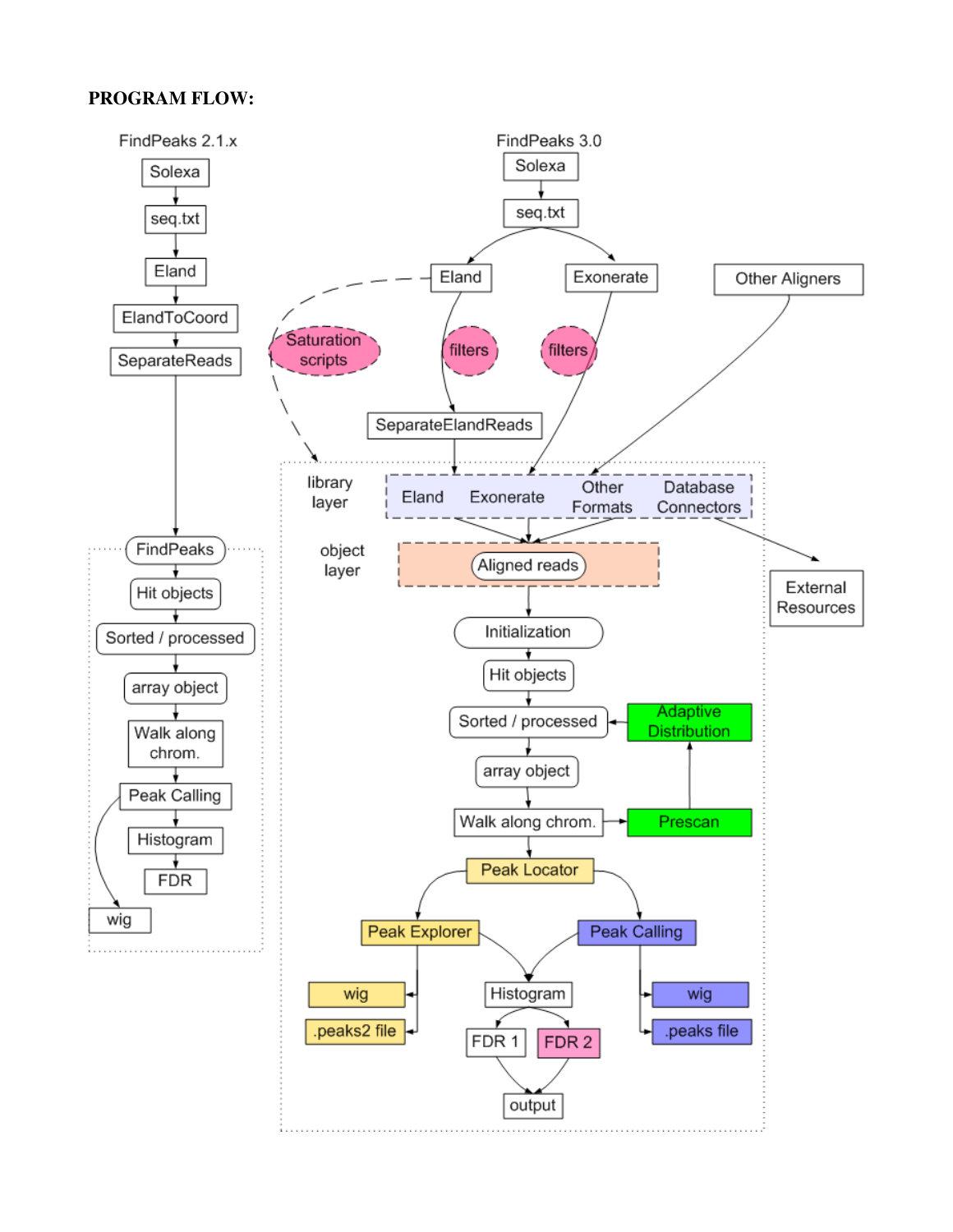**PROGRAM FLOW:**

FindPeaks 2.1.x

- Solexa
- seq.txt
- Eland
- ElandToCoord
- SeparateReads
- FindPeaks
- Hit objects
- Sorted / processed
- array object
- Walk along chrom.
- Peak Calling
- Histogram
- FDR
- wig

FindPeaks 3.0

- Solexa
- seq.txt
- Eland
- Exonerate
- Other Aligners
- Saturation scripts
- filters
- filters
- SeparateElandReads
- library layer: Eland, Exonerate, Other Formats, Database Connectors
- External Resources
- object layer: Aligned reads
- Initialization
- Hit objects
- Sorted / processed
- Adaptive Distribution
- array object
- Walk along chrom.
- Prescan
- Peak Locator
- Peak Explorer
- Peak Calling
- wig
- .peaks2 file
- Histogram
- FDR 1
- FDR 2
- output
- wig
- .peaks file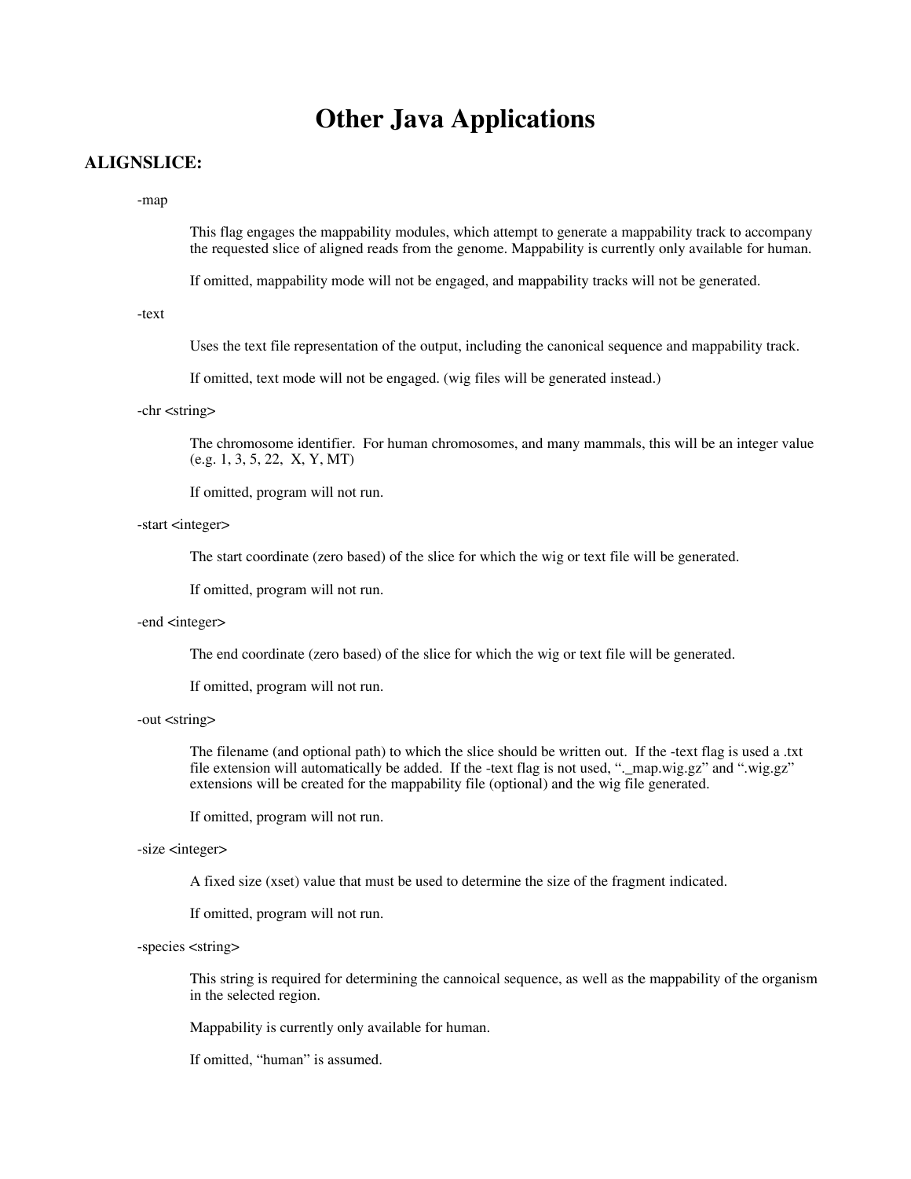# Other Java Applications

## ALIGNSLICE:

-map

This flag engages the mappability modules, which attempt to generate a mappability track to accompany the requested slice of aligned reads from the genome. Mappability is currently only available for human.

If omitted, mappability mode will not be engaged, and mappability tracks will not be generated.

-text

Uses the text file representation of the output, including the canonical sequence and mappability track.

If omitted, text mode will not be engaged. (wig files will be generated instead.)

-chr <string>

The chromosome identifier. For human chromosomes, and many mammals, this will be an integer value (e.g. 1, 3, 5, 22, X, Y, MT)

If omitted, program will not run.

-start <integer>

The start coordinate (zero based) of the slice for which the wig or text file will be generated.

If omitted, program will not run.

-end <integer>

The end coordinate (zero based) of the slice for which the wig or text file will be generated.

If omitted, program will not run.

-out <string>

The filename (and optional path) to which the slice should be written out. If the -text flag is used a .txt file extension will automatically be added. If the -text flag is not used, "._map.wig.gz" and ".wig.gz" extensions will be created for the mappability file (optional) and the wig file generated.

If omitted, program will not run.

-size <integer>

A fixed size (xset) value that must be used to determine the size of the fragment indicated.

If omitted, program will not run.

-species <string>

This string is required for determining the cannoical sequence, as well as the mappability of the organism in the selected region.

Mappability is currently only available for human.

If omitted, "human" is assumed.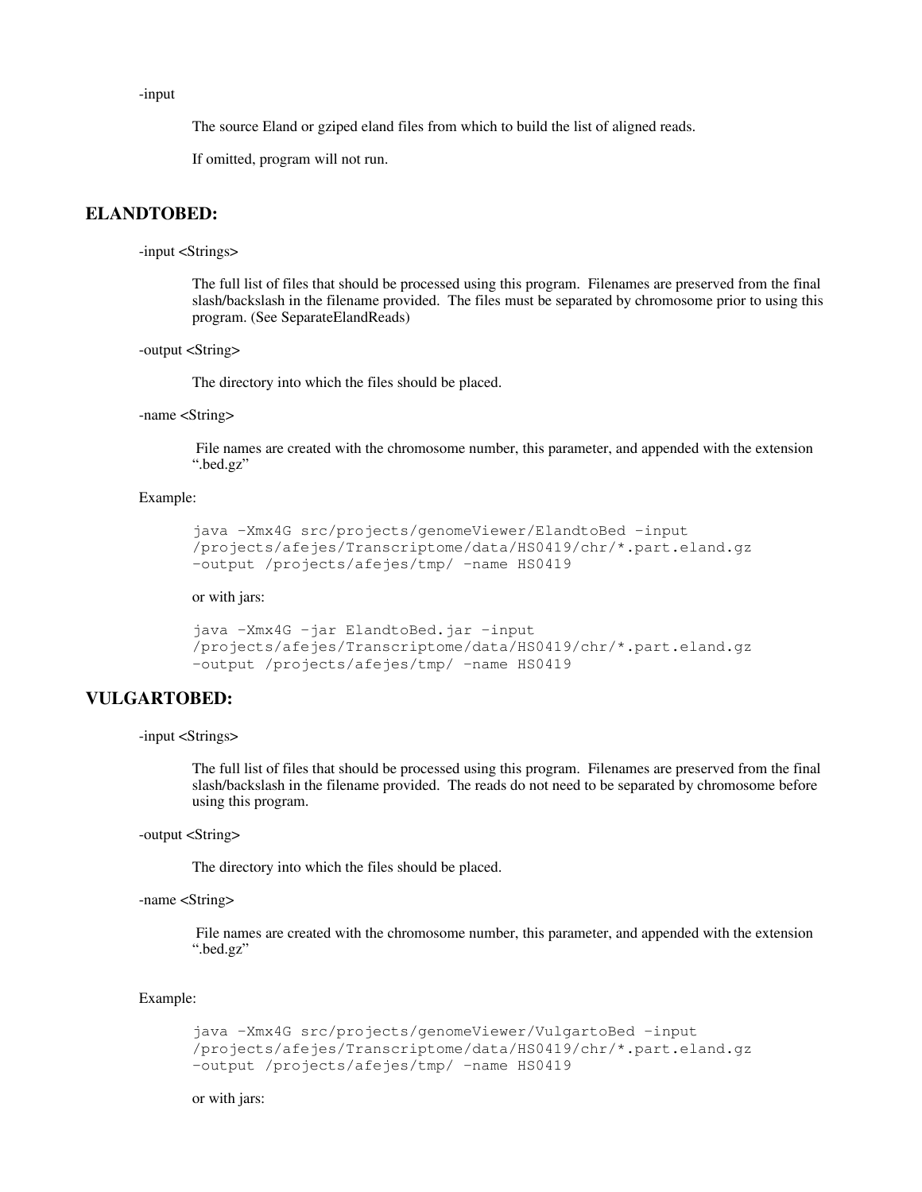-input

The source Eland or gziped eland files from which to build the list of aligned reads.

If omitted, program will not run.

## ELANDTOBED:

-input <Strings>

The full list of files that should be processed using this program. Filenames are preserved from the final slash/backslash in the filename provided. The files must be separated by chromosome prior to using this program. (See SeparateElandReads)

-output <String>

The directory into which the files should be placed.

-name <String>

File names are created with the chromosome number, this parameter, and appended with the extension ".bed.gz"

Example:

```
java -Xmx4G src/projects/genomeViewer/ElandtoBed -input
/projects/afejes/Transcriptome/data/HS0419/chr/*.part.eland.gz
-output /projects/afejes/tmp/ -name HS0419
```

or with jars:

```
java -Xmx4G -jar ElandtoBed.jar -input
/projects/afejes/Transcriptome/data/HS0419/chr/*.part.eland.gz
-output /projects/afejes/tmp/ -name HS0419
```

## VULGARTOBED:

-input <Strings>

The full list of files that should be processed using this program. Filenames are preserved from the final slash/backslash in the filename provided. The reads do not need to be separated by chromosome before using this program.

-output <String>

The directory into which the files should be placed.

-name <String>

File names are created with the chromosome number, this parameter, and appended with the extension ".bed.gz"

Example:

```
java -Xmx4G src/projects/genomeViewer/VulgartoBed -input
/projects/afejes/Transcriptome/data/HS0419/chr/*.part.eland.gz
-output /projects/afejes/tmp/ -name HS0419
```

or with jars: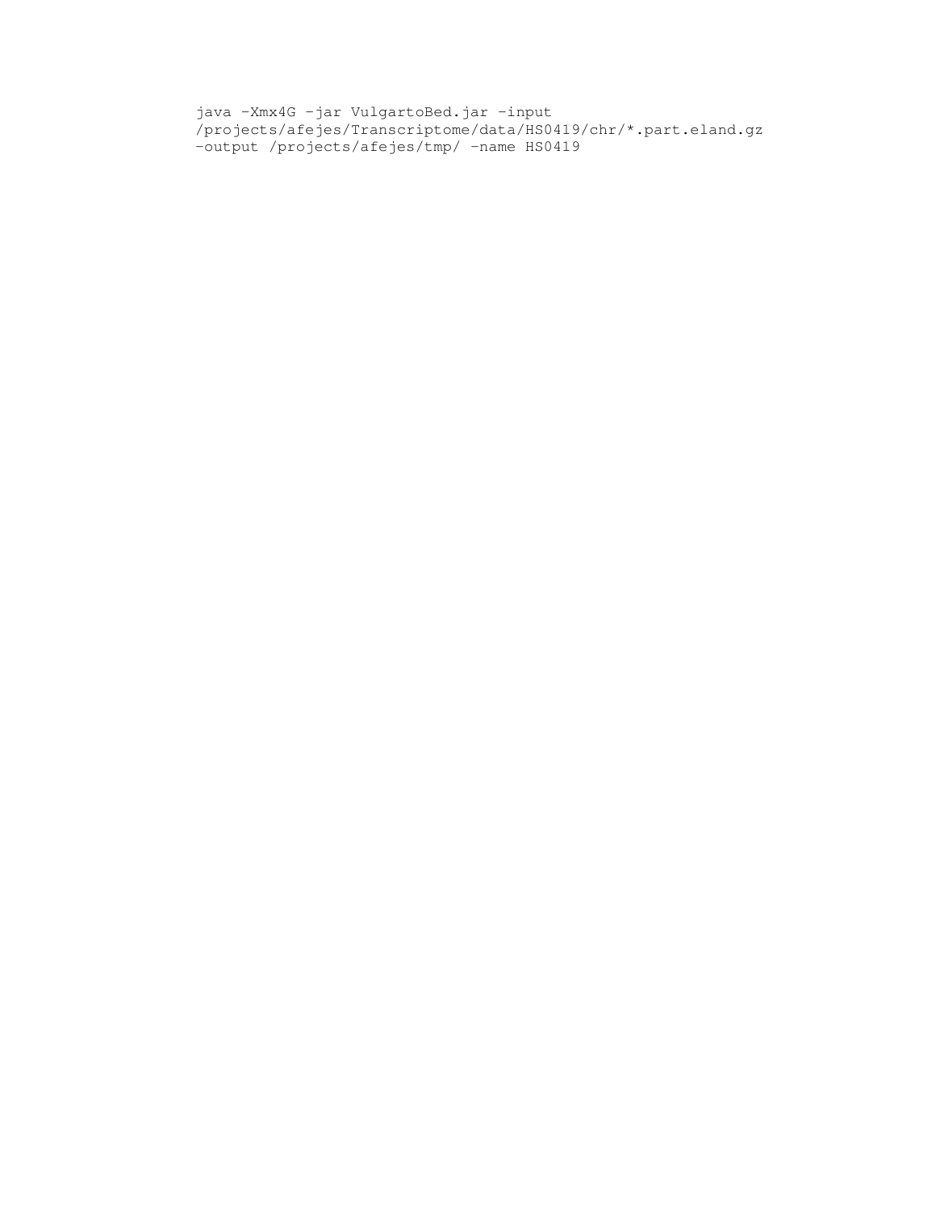```
java -Xmx4G -jar VulgartoBed.jar -input
/projects/afejes/Transcriptome/data/HS0419/chr/*.part.eland.gz
-output /projects/afejes/tmp/ -name HS0419
```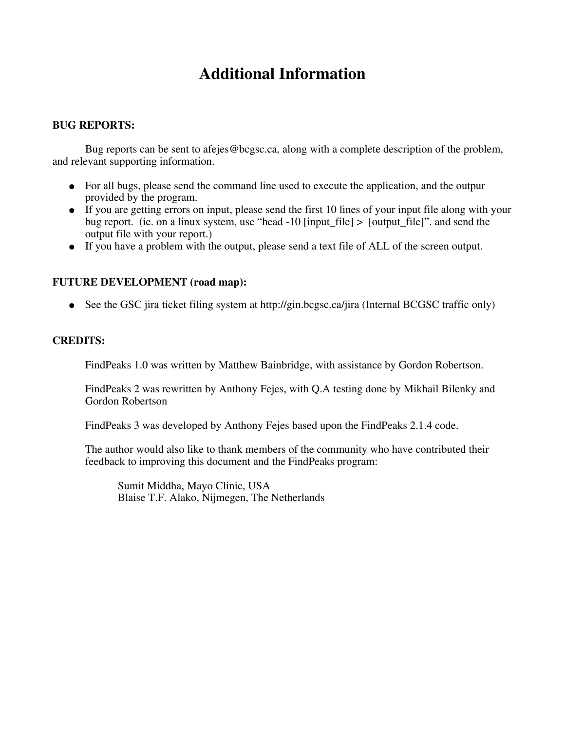# Additional Information

**BUG REPORTS:**

Bug reports can be sent to afejes@bcgsc.ca, along with a complete description of the problem, and relevant supporting information.

- For all bugs, please send the command line used to execute the application, and the outpur provided by the program.
- If you are getting errors on input, please send the first 10 lines of your input file along with your bug report. (ie. on a linux system, use "head -10 [input_file] > [output_file]". and send the output file with your report.)
- If you have a problem with the output, please send a text file of ALL of the screen output.

**FUTURE DEVELOPMENT (road map):**

- See the GSC jira ticket filing system at http://gin.bcgsc.ca/jira (Internal BCGSC traffic only)

**CREDITS:**

FindPeaks 1.0 was written by Matthew Bainbridge, with assistance by Gordon Robertson.

FindPeaks 2 was rewritten by Anthony Fejes, with Q.A testing done by Mikhail Bilenky and Gordon Robertson

FindPeaks 3 was developed by Anthony Fejes based upon the FindPeaks 2.1.4 code.

The author would also like to thank members of the community who have contributed their feedback to improving this document and the FindPeaks program:

Sumit Middha, Mayo Clinic, USA
Blaise T.F. Alako, Nijmegen, The Netherlands